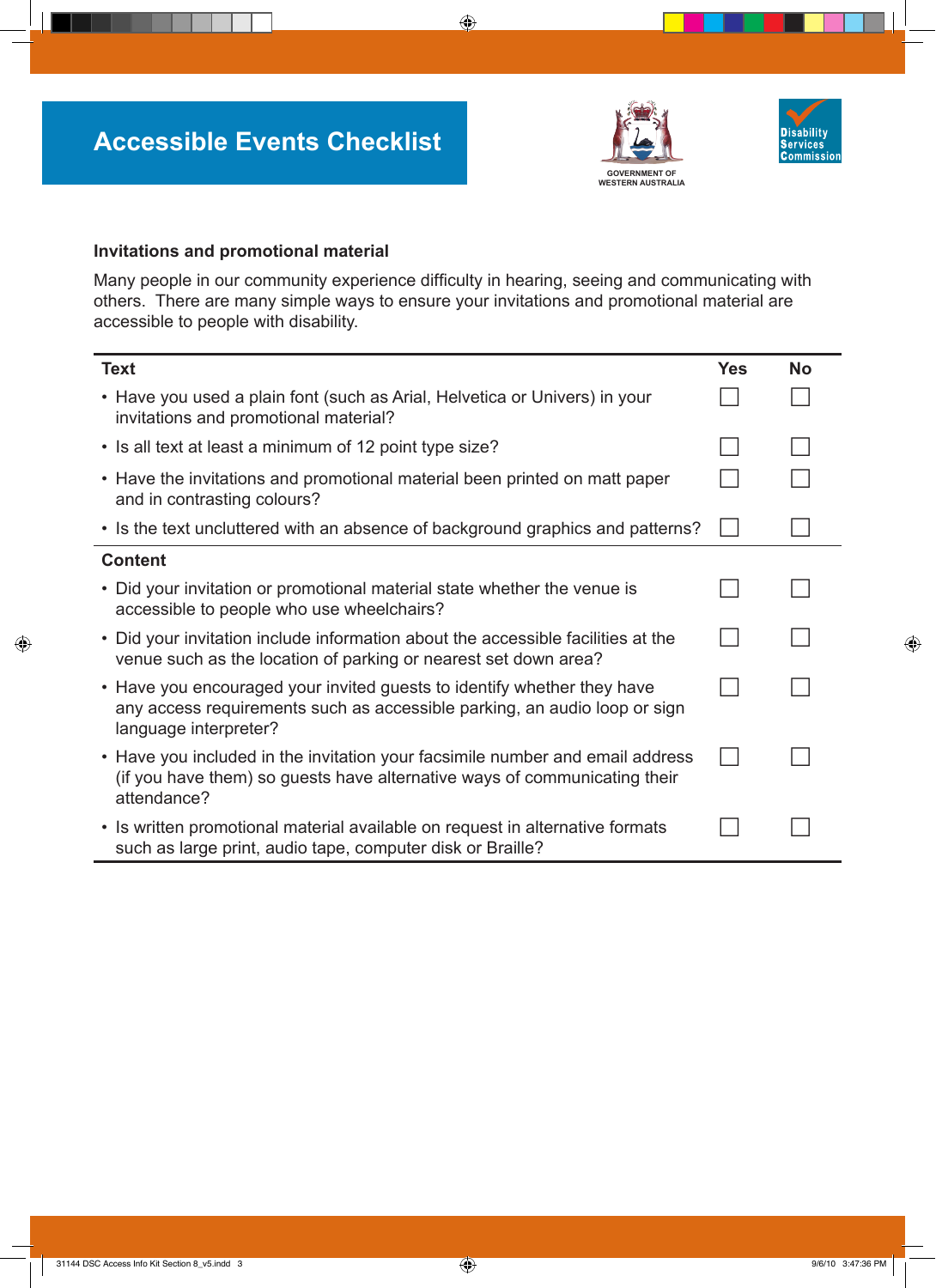# Accessible Events Checklist

GOVERNMENT OF WESTERN AUSTRALIA

Disability Services Commission

## Invitations and promotional material

Many people in our community experience difficulty in hearing, seeing and communicating with others. There are many simple ways to ensure your invitations and promotional material are accessible to people with disability.

| Text | Yes | No |
|---|---|---|
| • Have you used a plain font (such as Arial, Helvetica or Univers) in your invitations and promotional material? | ☐ | ☐ |
| • Is all text at least a minimum of 12 point type size? | ☐ | ☐ |
| • Have the invitations and promotional material been printed on matt paper and in contrasting colours? | ☐ | ☐ |
| • Is the text uncluttered with an absence of background graphics and patterns? | ☐ | ☐ |
| **Content** | | |
| • Did your invitation or promotional material state whether the venue is accessible to people who use wheelchairs? | ☐ | ☐ |
| • Did your invitation include information about the accessible facilities at the venue such as the location of parking or nearest set down area? | ☐ | ☐ |
| • Have you encouraged your invited guests to identify whether they have any access requirements such as accessible parking, an audio loop or sign language interpreter? | ☐ | ☐ |
| • Have you included in the invitation your facsimile number and email address (if you have them) so guests have alternative ways of communicating their attendance? | ☐ | ☐ |
| • Is written promotional material available on request in alternative formats such as large print, audio tape, computer disk or Braille? | ☐ | ☐ |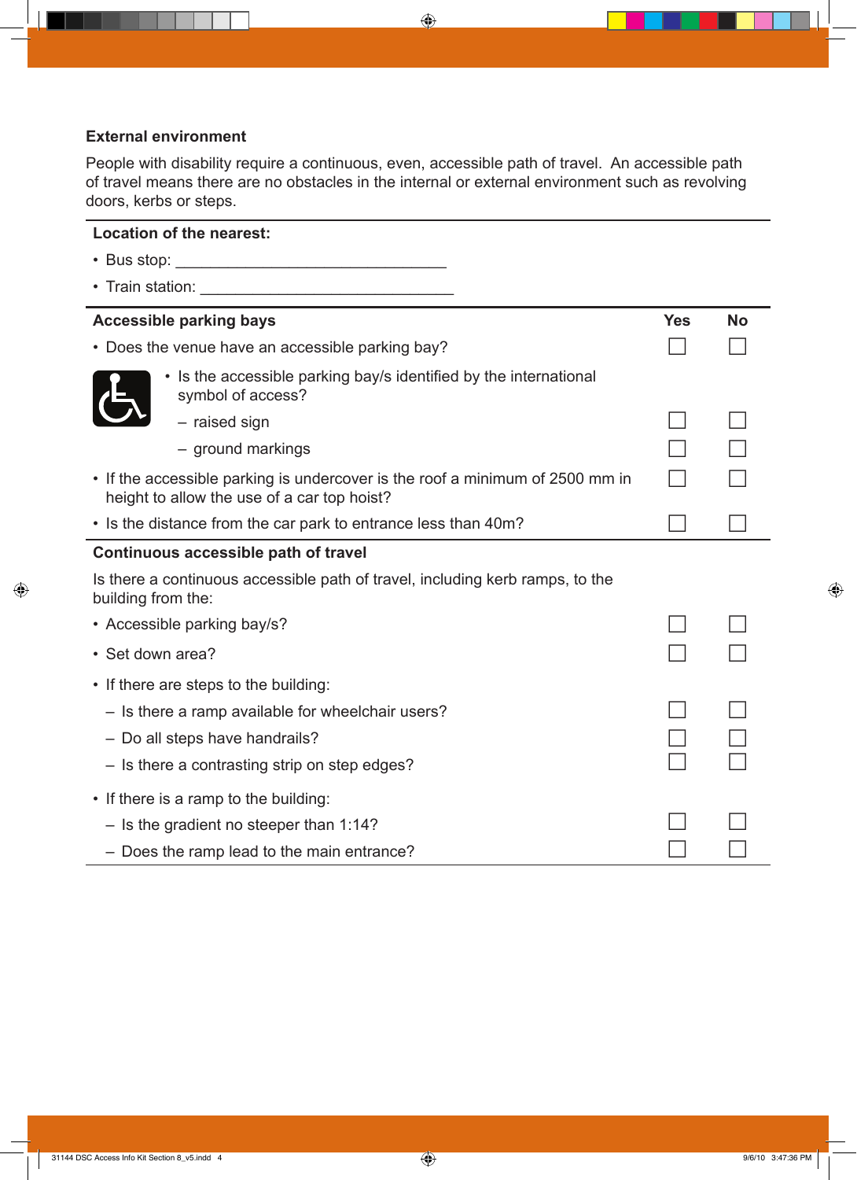### External environment

People with disability require a continuous, even, accessible path of travel. An accessible path of travel means there are no obstacles in the internal or external environment such as revolving doors, kerbs or steps.

**Location of the nearest:**

- Bus stop: ______________________________
- Train station: ____________________________

| **Accessible parking bays** | **Yes** | **No** |
|---|---|---|
| • Does the venue have an accessible parking bay? | ☐ | ☐ |
| • Is the accessible parking bay/s identified by the international symbol of access? | | |
| – raised sign | ☐ | ☐ |
| – ground markings | ☐ | ☐ |
| • If the accessible parking is undercover is the roof a minimum of 2500 mm in height to allow the use of a car top hoist? | ☐ | ☐ |
| • Is the distance from the car park to entrance less than 40m? | ☐ | ☐ |
| **Continuous accessible path of travel** | | |
| Is there a continuous accessible path of travel, including kerb ramps, to the building from the: | | |
| • Accessible parking bay/s? | ☐ | ☐ |
| • Set down area? | ☐ | ☐ |
| • If there are steps to the building: | | |
| – Is there a ramp available for wheelchair users? | ☐ | ☐ |
| – Do all steps have handrails? | ☐ | ☐ |
| – Is there a contrasting strip on step edges? | ☐ | ☐ |
| • If there is a ramp to the building: | | |
| – Is the gradient no steeper than 1:14? | ☐ | ☐ |
| – Does the ramp lead to the main entrance? | ☐ | ☐ |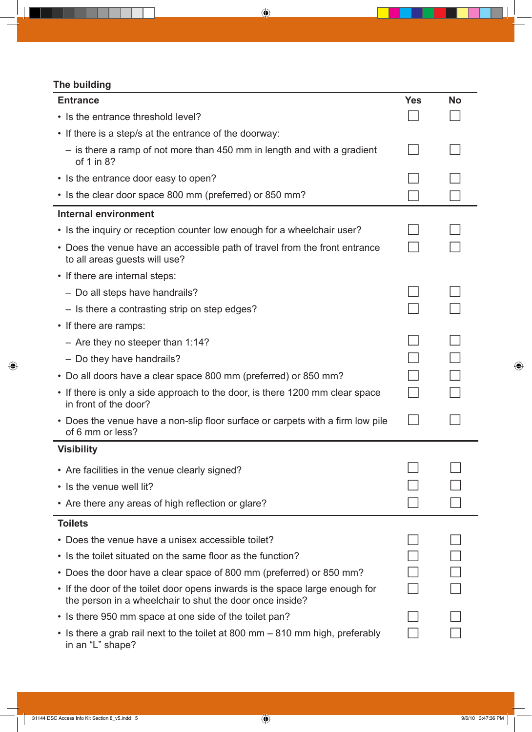## The building

| Entrance | Yes | No |
|---|---|---|
| • Is the entrance threshold level? | ☐ | ☐ |
| • If there is a step/s at the entrance of the doorway: | | |
| – is there a ramp of not more than 450 mm in length and with a gradient of 1 in 8? | ☐ | ☐ |
| • Is the entrance door easy to open? | ☐ | ☐ |
| • Is the clear door space 800 mm (preferred) or 850 mm? | ☐ | ☐ |
| **Internal environment** | | |
| • Is the inquiry or reception counter low enough for a wheelchair user? | ☐ | ☐ |
| • Does the venue have an accessible path of travel from the front entrance to all areas guests will use? | ☐ | ☐ |
| • If there are internal steps: | | |
| – Do all steps have handrails? | ☐ | ☐ |
| – Is there a contrasting strip on step edges? | ☐ | ☐ |
| • If there are ramps: | | |
| – Are they no steeper than 1:14? | ☐ | ☐ |
| – Do they have handrails? | ☐ | ☐ |
| • Do all doors have a clear space 800 mm (preferred) or 850 mm? | ☐ | ☐ |
| • If there is only a side approach to the door, is there 1200 mm clear space in front of the door? | ☐ | ☐ |
| • Does the venue have a non-slip floor surface or carpets with a firm low pile of 6 mm or less? | ☐ | ☐ |
| **Visibility** | | |
| • Are facilities in the venue clearly signed? | ☐ | ☐ |
| • Is the venue well lit? | ☐ | ☐ |
| • Are there any areas of high reflection or glare? | ☐ | ☐ |
| **Toilets** | | |
| • Does the venue have a unisex accessible toilet? | ☐ | ☐ |
| • Is the toilet situated on the same floor as the function? | ☐ | ☐ |
| • Does the door have a clear space of 800 mm (preferred) or 850 mm? | ☐ | ☐ |
| • If the door of the toilet door opens inwards is the space large enough for the person in a wheelchair to shut the door once inside? | ☐ | ☐ |
| • Is there 950 mm space at one side of the toilet pan? | ☐ | ☐ |
| • Is there a grab rail next to the toilet at 800 mm – 810 mm high, preferably in an “L” shape? | ☐ | ☐ |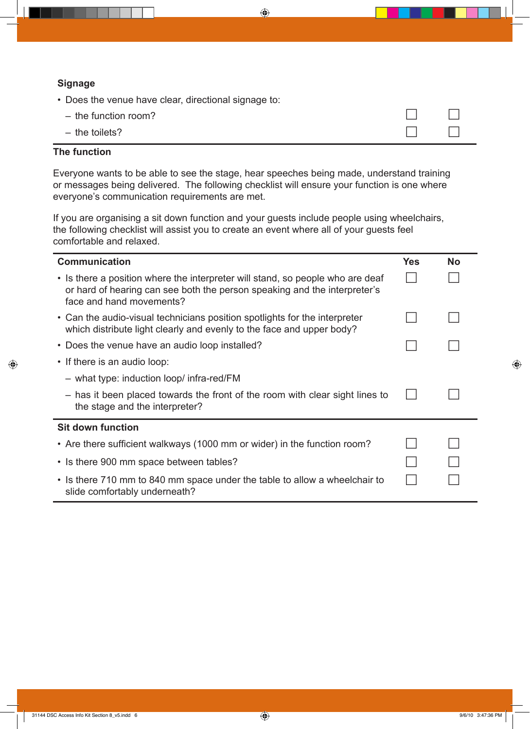**Signage**

| | Yes | No |
|---|---|---|
| • Does the venue have clear, directional signage to: | | |
| – the function room? | ☐ | ☐ |
| – the toilets? | ☐ | ☐ |

## The function

Everyone wants to be able to see the stage, hear speeches being made, understand training or messages being delivered. The following checklist will ensure your function is one where everyone's communication requirements are met.

If you are organising a sit down function and your guests include people using wheelchairs, the following checklist will assist you to create an event where all of your guests feel comfortable and relaxed.

| Communication | Yes | No |
|---|---|---|
| • Is there a position where the interpreter will stand, so people who are deaf or hard of hearing can see both the person speaking and the interpreter's face and hand movements? | ☐ | ☐ |
| • Can the audio-visual technicians position spotlights for the interpreter which distribute light clearly and evenly to the face and upper body? | ☐ | ☐ |
| • Does the venue have an audio loop installed? | ☐ | ☐ |
| • If there is an audio loop: | | |
| – what type: induction loop/ infra-red/FM | | |
| – has it been placed towards the front of the room with clear sight lines to the stage and the interpreter? | ☐ | ☐ |
| **Sit down function** | | |
| • Are there sufficient walkways (1000 mm or wider) in the function room? | ☐ | ☐ |
| • Is there 900 mm space between tables? | ☐ | ☐ |
| • Is there 710 mm to 840 mm space under the table to allow a wheelchair to slide comfortably underneath? | ☐ | ☐ |